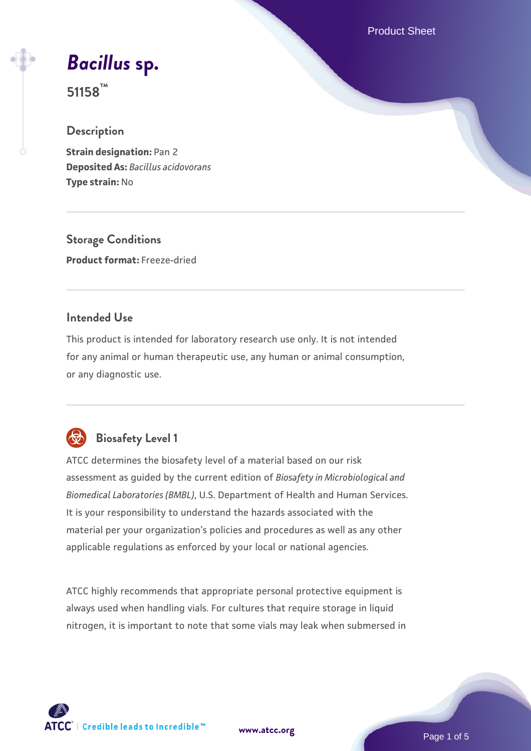# *Bacillus* sp.

**51158™**

## Description

**Strain designation:** Pan 2
**Deposited As:** *Bacillus acidovorans*
**Type strain:** No

## Storage Conditions

**Product format:** Freeze-dried

## Intended Use

This product is intended for laboratory research use only. It is not intended for any animal or human therapeutic use, any human or animal consumption, or any diagnostic use.

## Biosafety Level 1

ATCC determines the biosafety level of a material based on our risk assessment as guided by the current edition of *Biosafety in Microbiological and Biomedical Laboratories (BMBL)*, U.S. Department of Health and Human Services. It is your responsibility to understand the hazards associated with the material per your organization's policies and procedures as well as any other applicable regulations as enforced by your local or national agencies.

ATCC highly recommends that appropriate personal protective equipment is always used when handling vials. For cultures that require storage in liquid nitrogen, it is important to note that some vials may leak when submersed in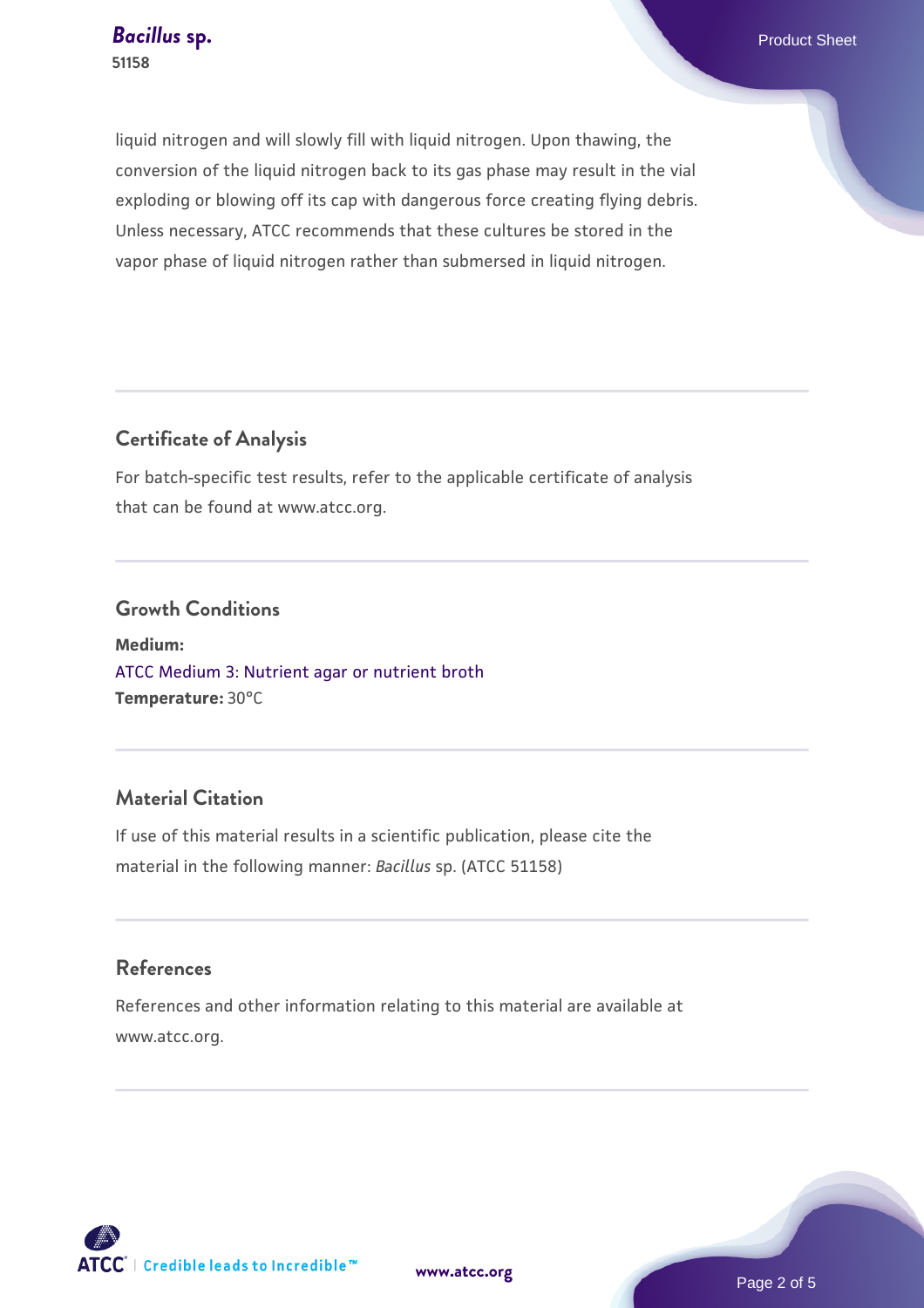liquid nitrogen and will slowly fill with liquid nitrogen. Upon thawing, the conversion of the liquid nitrogen back to its gas phase may result in the vial exploding or blowing off its cap with dangerous force creating flying debris. Unless necessary, ATCC recommends that these cultures be stored in the vapor phase of liquid nitrogen rather than submersed in liquid nitrogen.

## Certificate of Analysis

For batch-specific test results, refer to the applicable certificate of analysis that can be found at www.atcc.org.

## Growth Conditions

**Medium:**
ATCC Medium 3: Nutrient agar or nutrient broth
**Temperature:** 30°C

## Material Citation

If use of this material results in a scientific publication, please cite the material in the following manner: *Bacillus* sp. (ATCC 51158)

## References

References and other information relating to this material are available at www.atcc.org.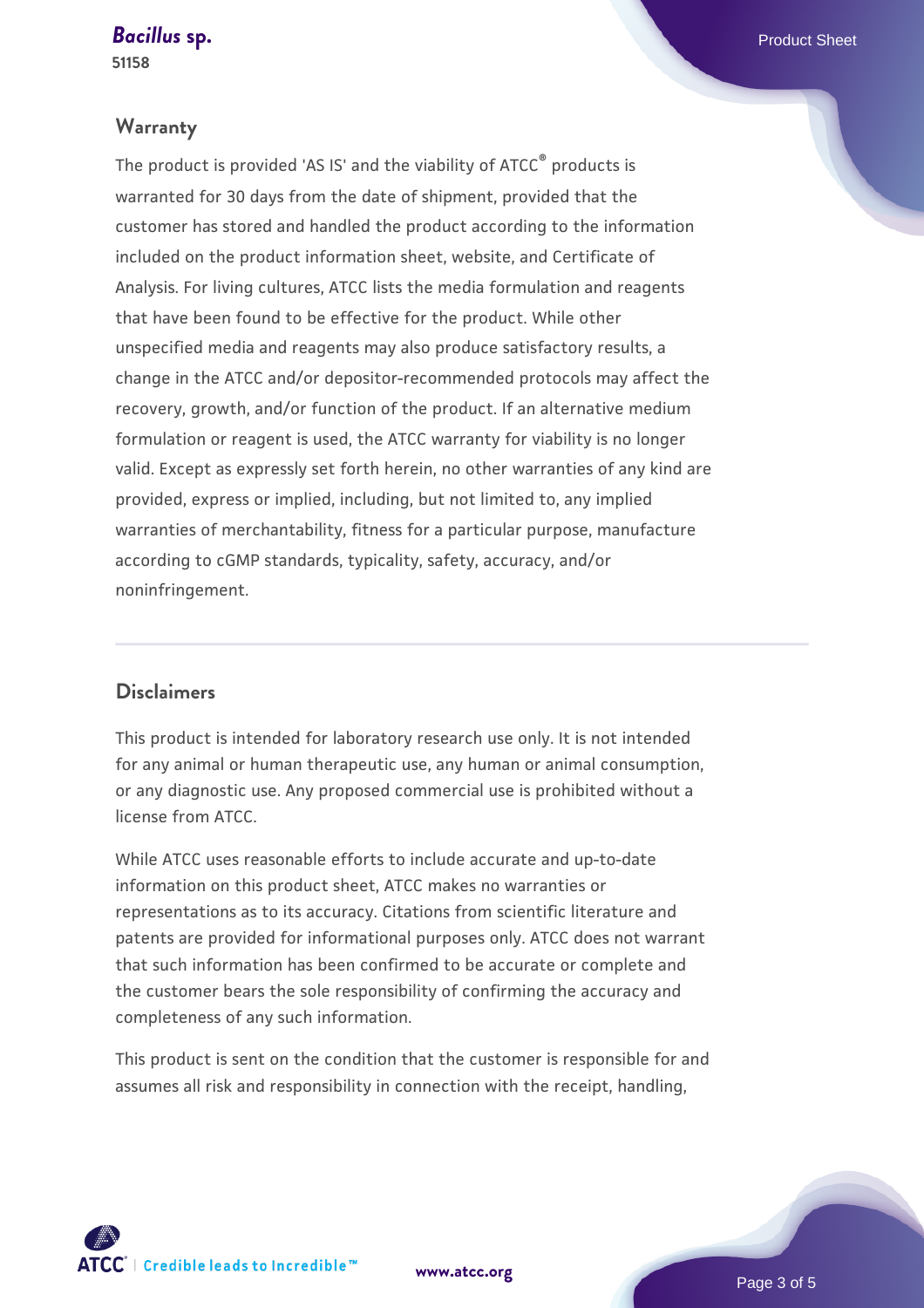## Warranty

The product is provided 'AS IS' and the viability of ATCC® products is warranted for 30 days from the date of shipment, provided that the customer has stored and handled the product according to the information included on the product information sheet, website, and Certificate of Analysis. For living cultures, ATCC lists the media formulation and reagents that have been found to be effective for the product. While other unspecified media and reagents may also produce satisfactory results, a change in the ATCC and/or depositor-recommended protocols may affect the recovery, growth, and/or function of the product. If an alternative medium formulation or reagent is used, the ATCC warranty for viability is no longer valid. Except as expressly set forth herein, no other warranties of any kind are provided, express or implied, including, but not limited to, any implied warranties of merchantability, fitness for a particular purpose, manufacture according to cGMP standards, typicality, safety, accuracy, and/or noninfringement.

## Disclaimers

This product is intended for laboratory research use only. It is not intended for any animal or human therapeutic use, any human or animal consumption, or any diagnostic use. Any proposed commercial use is prohibited without a license from ATCC.

While ATCC uses reasonable efforts to include accurate and up-to-date information on this product sheet, ATCC makes no warranties or representations as to its accuracy. Citations from scientific literature and patents are provided for informational purposes only. ATCC does not warrant that such information has been confirmed to be accurate or complete and the customer bears the sole responsibility of confirming the accuracy and completeness of any such information.

This product is sent on the condition that the customer is responsible for and assumes all risk and responsibility in connection with the receipt, handling,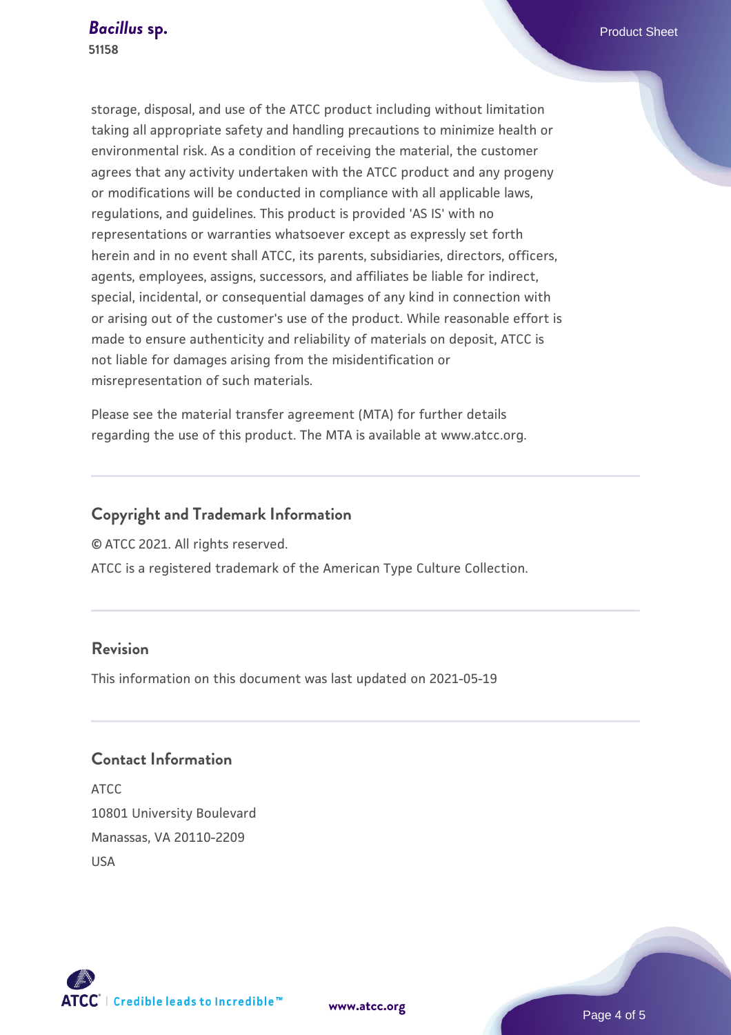storage, disposal, and use of the ATCC product including without limitation taking all appropriate safety and handling precautions to minimize health or environmental risk. As a condition of receiving the material, the customer agrees that any activity undertaken with the ATCC product and any progeny or modifications will be conducted in compliance with all applicable laws, regulations, and guidelines. This product is provided 'AS IS' with no representations or warranties whatsoever except as expressly set forth herein and in no event shall ATCC, its parents, subsidiaries, directors, officers, agents, employees, assigns, successors, and affiliates be liable for indirect, special, incidental, or consequential damages of any kind in connection with or arising out of the customer's use of the product. While reasonable effort is made to ensure authenticity and reliability of materials on deposit, ATCC is not liable for damages arising from the misidentification or misrepresentation of such materials.

Please see the material transfer agreement (MTA) for further details regarding the use of this product. The MTA is available at www.atcc.org.

## Copyright and Trademark Information

© ATCC 2021. All rights reserved.

ATCC is a registered trademark of the American Type Culture Collection.

## Revision

This information on this document was last updated on 2021-05-19

## Contact Information

ATCC
10801 University Boulevard
Manassas, VA 20110-2209
USA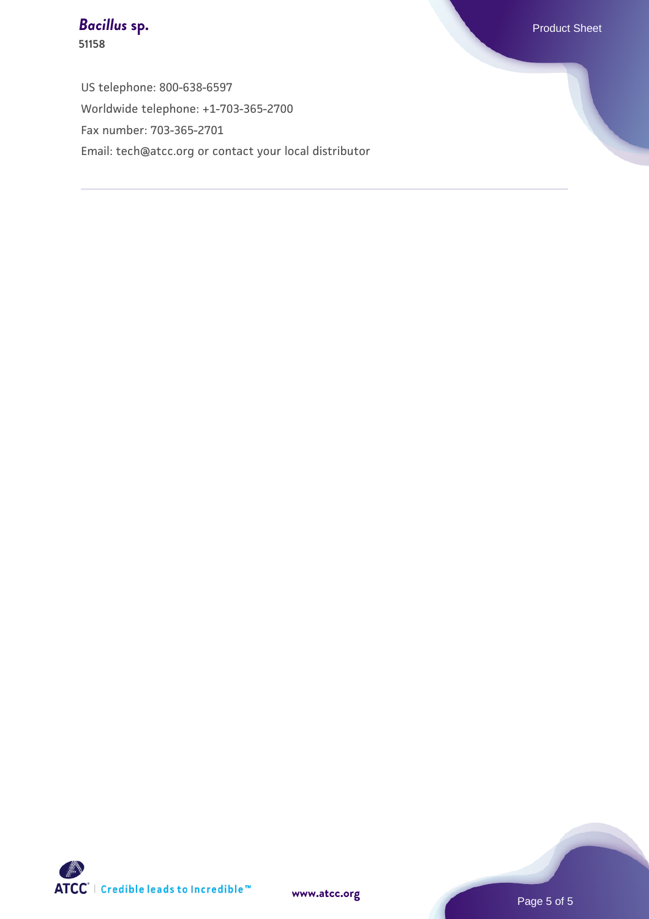US telephone: 800-638-6597

Worldwide telephone: +1-703-365-2700

Fax number: 703-365-2701

Email: tech@atcc.org or contact your local distributor